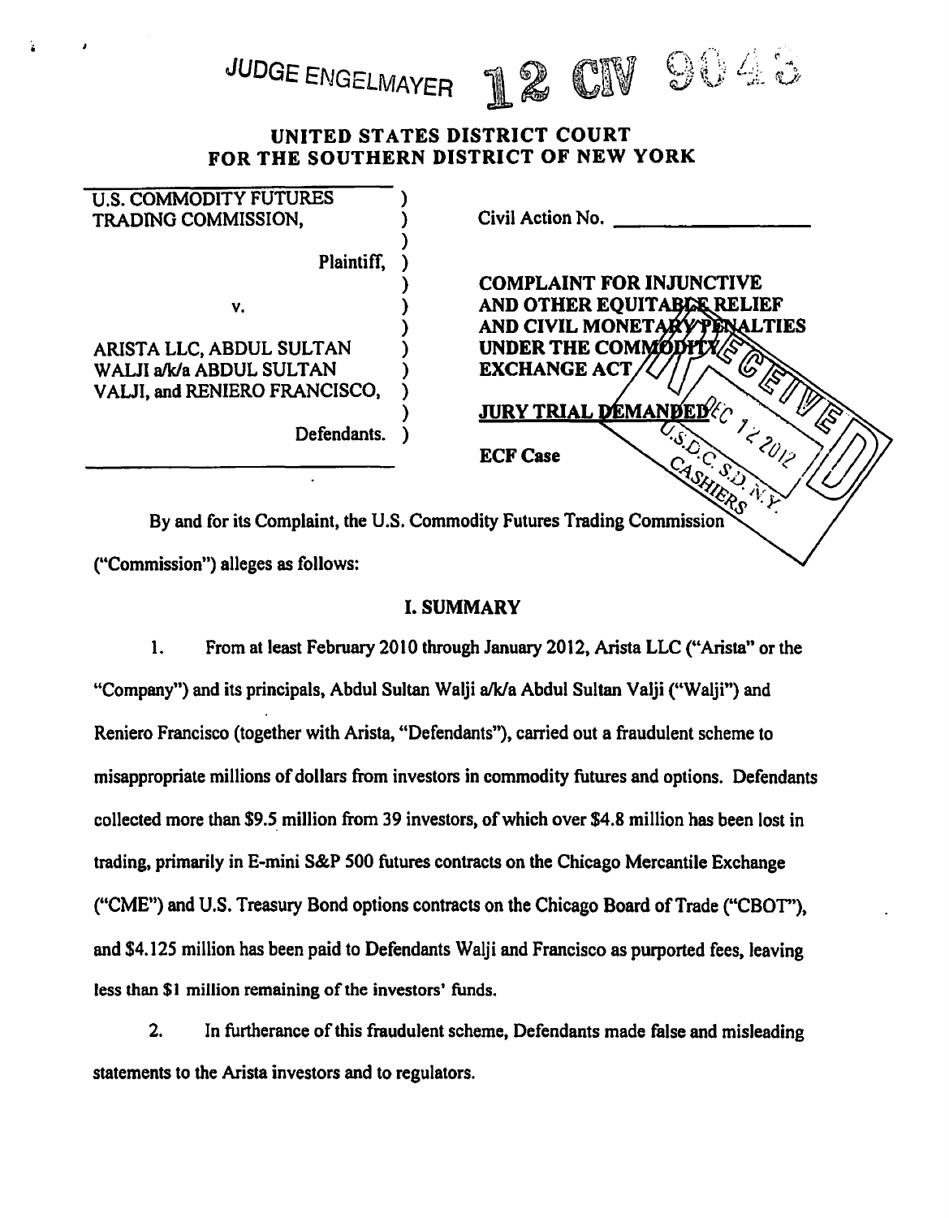JUDGE ENGELMAYER **12 CIV 9043**

**UNITED STATES DISTRICT COURT**
**FOR THE SOUTHERN DISTRICT OF NEW YORK**

| | |
|---|---|
| U.S. COMMODITY FUTURES TRADING COMMISSION, Plaintiff, | Civil Action No. ______________ |
| v. | **COMPLAINT FOR INJUNCTIVE AND OTHER EQUITABLE RELIEF AND CIVIL MONETARY PENALTIES UNDER THE COMMODITY EXCHANGE ACT** |
| ARISTA LLC, ABDUL SULTAN WALJI a/k/a ABDUL SULTAN VALJI, and RENIERO FRANCISCO, Defendants. | **JURY TRIAL DEMANDED** |
| | **ECF Case** |

RECEIVED DEC 12 2012 U.S.D.C. S.D. N.Y. CASHIERS

By and for its Complaint, the U.S. Commodity Futures Trading Commission ("Commission") alleges as follows:

## I. SUMMARY

1. From at least February 2010 through January 2012, Arista LLC ("Arista" or the "Company") and its principals, Abdul Sultan Walji a/k/a Abdul Sultan Valji ("Walji") and Reniero Francisco (together with Arista, "Defendants"), carried out a fraudulent scheme to misappropriate millions of dollars from investors in commodity futures and options. Defendants collected more than $9.5 million from 39 investors, of which over $4.8 million has been lost in trading, primarily in E-mini S&P 500 futures contracts on the Chicago Mercantile Exchange ("CME") and U.S. Treasury Bond options contracts on the Chicago Board of Trade ("CBOT"), and $4.125 million has been paid to Defendants Walji and Francisco as purported fees, leaving less than $1 million remaining of the investors' funds.

2. In furtherance of this fraudulent scheme, Defendants made false and misleading statements to the Arista investors and to regulators.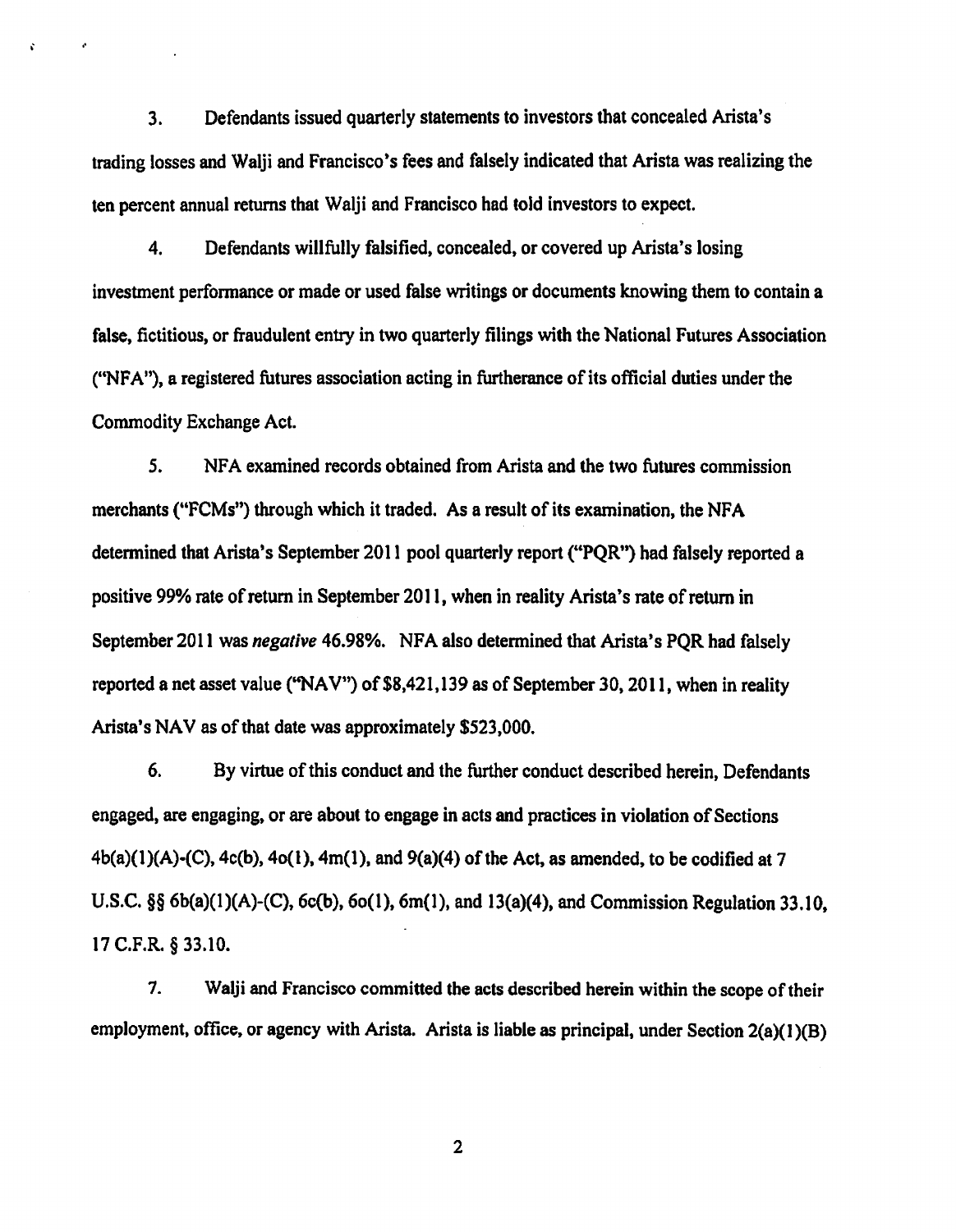3. Defendants issued quarterly statements to investors that concealed Arista's trading losses and Walji and Francisco's fees and falsely indicated that Arista was realizing the ten percent annual returns that Walji and Francisco had told investors to expect.

4. Defendants willfully falsified, concealed, or covered up Arista's losing investment performance or made or used false writings or documents knowing them to contain a false, fictitious, or fraudulent entry in two quarterly filings with the National Futures Association ("NFA"), a registered futures association acting in furtherance of its official duties under the Commodity Exchange Act.

5. NFA examined records obtained from Arista and the two futures commission merchants ("FCMs") through which it traded. As a result of its examination, the NFA determined that Arista's September 2011 pool quarterly report ("PQR") had falsely reported a positive 99% rate of return in September 2011, when in reality Arista's rate of return in September 2011 was *negative* 46.98%. NFA also determined that Arista's PQR had falsely reported a net asset value ("NAV") of $8,421,139 as of September 30, 2011, when in reality Arista's NAV as of that date was approximately $523,000.

6. By virtue of this conduct and the further conduct described herein, Defendants engaged, are engaging, or are about to engage in acts and practices in violation of Sections 4b(a)(1)(A)-(C), 4c(b), 4o(1), 4m(1), and 9(a)(4) of the Act, as amended, to be codified at 7 U.S.C. §§ 6b(a)(1)(A)-(C), 6c(b), 6o(1), 6m(1), and 13(a)(4), and Commission Regulation 33.10, 17 C.F.R. § 33.10.

7. Walji and Francisco committed the acts described herein within the scope of their employment, office, or agency with Arista. Arista is liable as principal, under Section 2(a)(1)(B)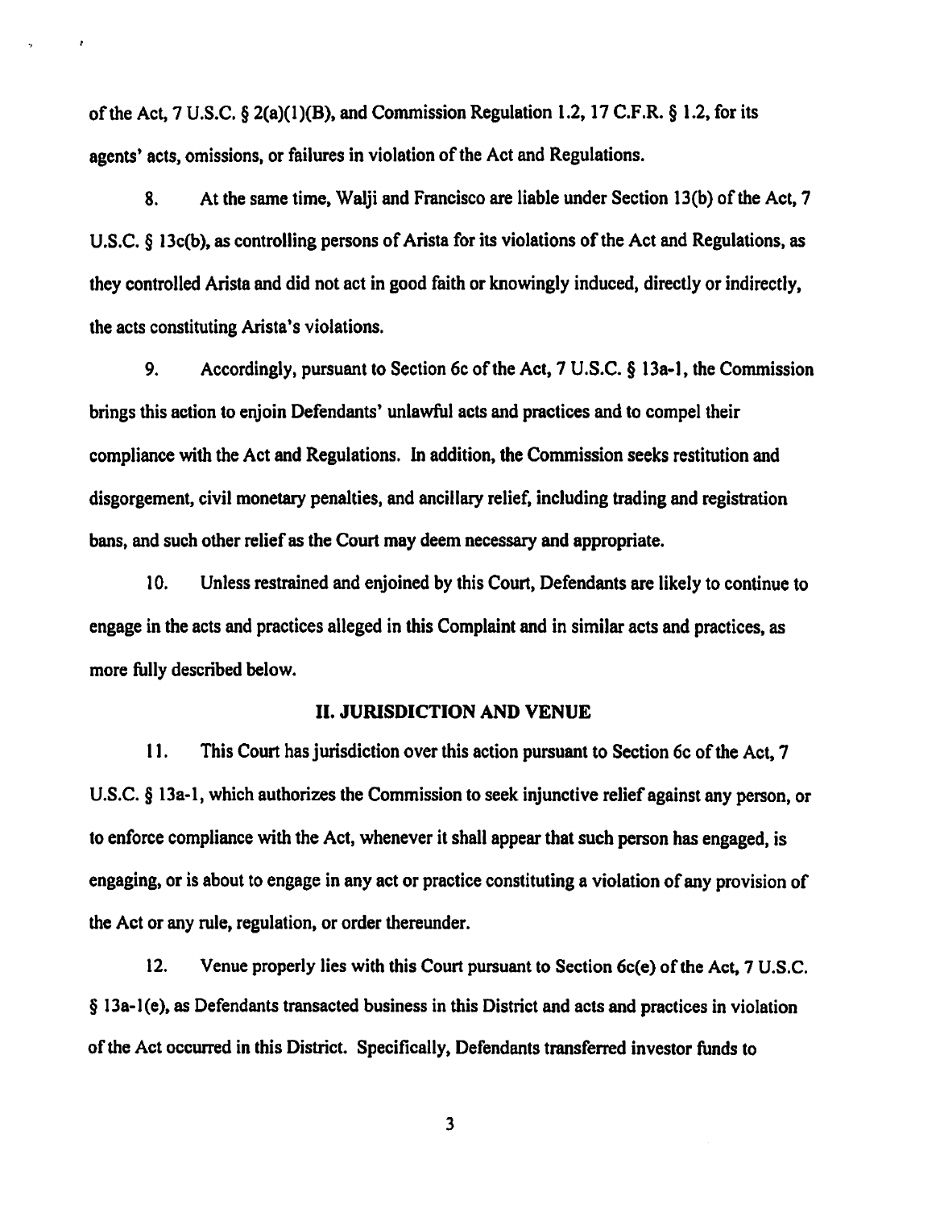of the Act, 7 U.S.C. § 2(a)(1)(B), and Commission Regulation 1.2, 17 C.F.R. § 1.2, for its agents' acts, omissions, or failures in violation of the Act and Regulations.

8. At the same time, Walji and Francisco are liable under Section 13(b) of the Act, 7 U.S.C. § 13c(b), as controlling persons of Arista for its violations of the Act and Regulations, as they controlled Arista and did not act in good faith or knowingly induced, directly or indirectly, the acts constituting Arista's violations.

9. Accordingly, pursuant to Section 6c of the Act, 7 U.S.C. § 13a-1, the Commission brings this action to enjoin Defendants' unlawful acts and practices and to compel their compliance with the Act and Regulations. In addition, the Commission seeks restitution and disgorgement, civil monetary penalties, and ancillary relief, including trading and registration bans, and such other relief as the Court may deem necessary and appropriate.

10. Unless restrained and enjoined by this Court, Defendants are likely to continue to engage in the acts and practices alleged in this Complaint and in similar acts and practices, as more fully described below.

## II. JURISDICTION AND VENUE

11. This Court has jurisdiction over this action pursuant to Section 6c of the Act, 7 U.S.C. § 13a-1, which authorizes the Commission to seek injunctive relief against any person, or to enforce compliance with the Act, whenever it shall appear that such person has engaged, is engaging, or is about to engage in any act or practice constituting a violation of any provision of the Act or any rule, regulation, or order thereunder.

12. Venue properly lies with this Court pursuant to Section 6c(e) of the Act, 7 U.S.C. § 13a-1(e), as Defendants transacted business in this District and acts and practices in violation of the Act occurred in this District. Specifically, Defendants transferred investor funds to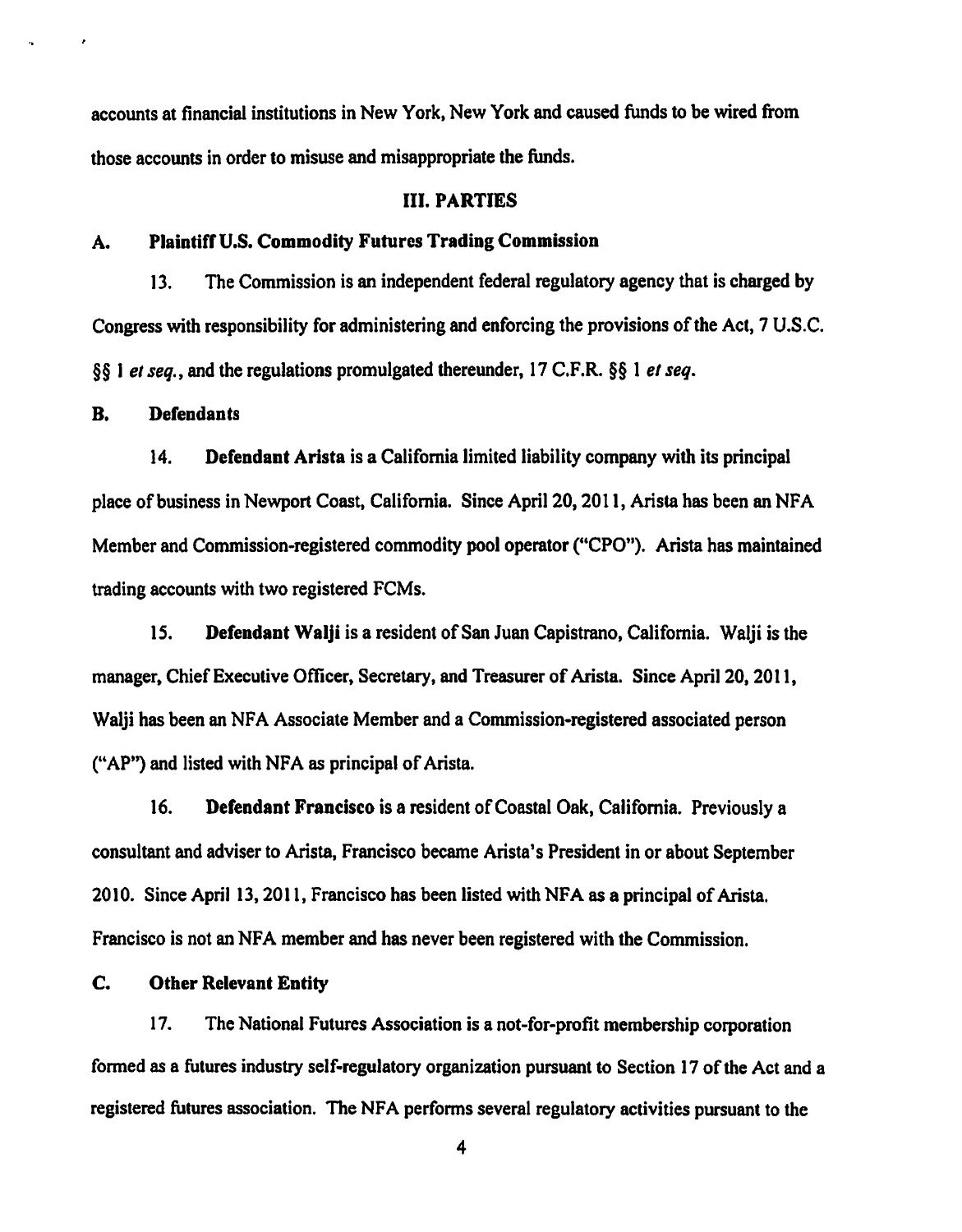accounts at financial institutions in New York, New York and caused funds to be wired from those accounts in order to misuse and misappropriate the funds.

## III. PARTIES

### A. Plaintiff U.S. Commodity Futures Trading Commission

13. The Commission is an independent federal regulatory agency that is charged by Congress with responsibility for administering and enforcing the provisions of the Act, 7 U.S.C. §§ 1 *et seq.*, and the regulations promulgated thereunder, 17 C.F.R. §§ 1 *et seq.*

### B. Defendants

14. **Defendant Arista** is a California limited liability company with its principal place of business in Newport Coast, California. Since April 20, 2011, Arista has been an NFA Member and Commission-registered commodity pool operator ("CPO"). Arista has maintained trading accounts with two registered FCMs.

15. **Defendant Walji** is a resident of San Juan Capistrano, California. Walji is the manager, Chief Executive Officer, Secretary, and Treasurer of Arista. Since April 20, 2011, Walji has been an NFA Associate Member and a Commission-registered associated person ("AP") and listed with NFA as principal of Arista.

16. **Defendant Francisco** is a resident of Coastal Oak, California. Previously a consultant and adviser to Arista, Francisco became Arista's President in or about September 2010. Since April 13, 2011, Francisco has been listed with NFA as a principal of Arista. Francisco is not an NFA member and has never been registered with the Commission.

### C. Other Relevant Entity

17. The National Futures Association is a not-for-profit membership corporation formed as a futures industry self-regulatory organization pursuant to Section 17 of the Act and a registered futures association. The NFA performs several regulatory activities pursuant to the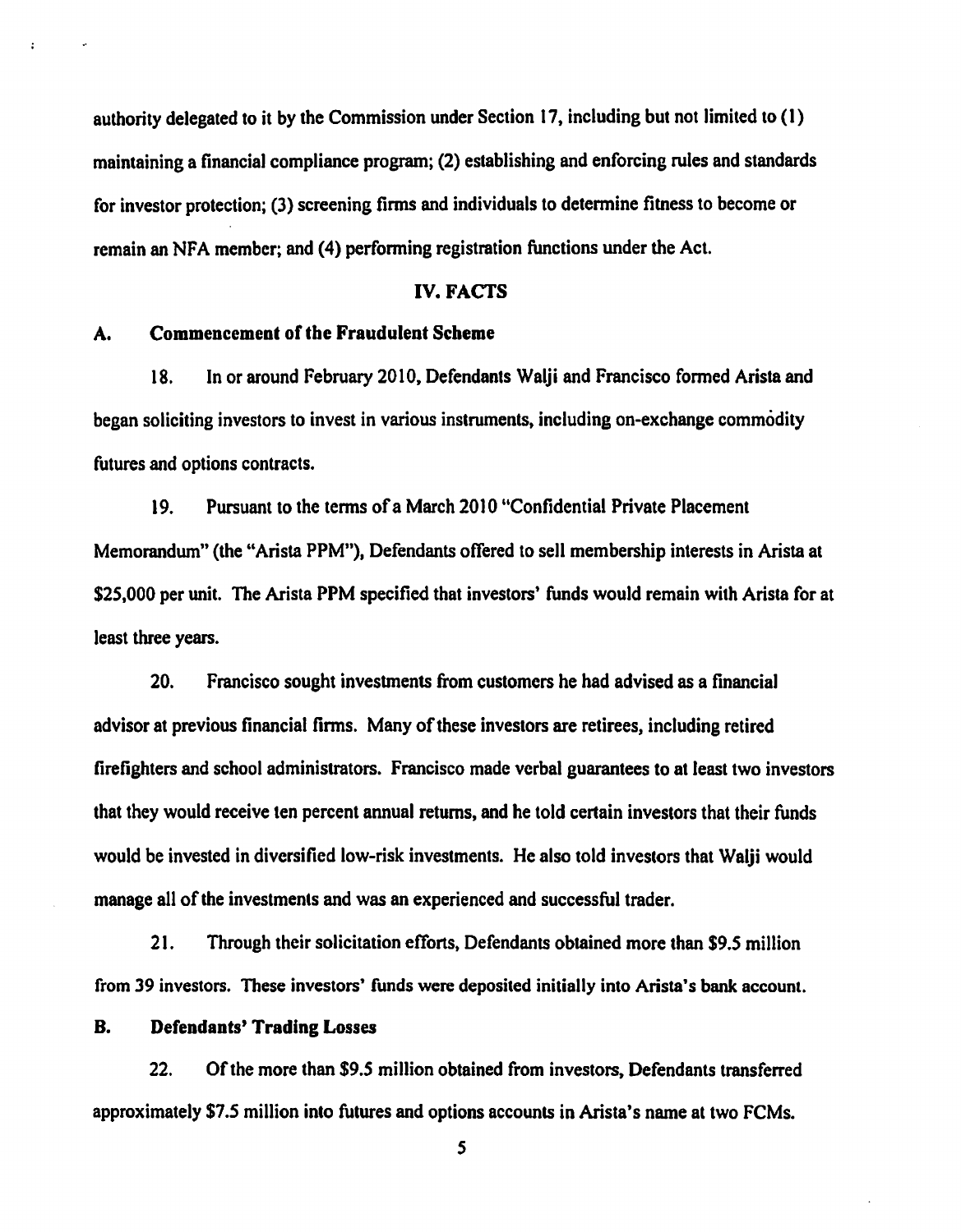authority delegated to it by the Commission under Section 17, including but not limited to (1) maintaining a financial compliance program; (2) establishing and enforcing rules and standards for investor protection; (3) screening firms and individuals to determine fitness to become or remain an NFA member; and (4) performing registration functions under the Act.

## IV. FACTS

### A. Commencement of the Fraudulent Scheme

18. In or around February 2010, Defendants Walji and Francisco formed Arista and began soliciting investors to invest in various instruments, including on-exchange commodity futures and options contracts.

19. Pursuant to the terms of a March 2010 "Confidential Private Placement Memorandum" (the "Arista PPM"), Defendants offered to sell membership interests in Arista at $25,000 per unit. The Arista PPM specified that investors' funds would remain with Arista for at least three years.

20. Francisco sought investments from customers he had advised as a financial advisor at previous financial firms. Many of these investors are retirees, including retired firefighters and school administrators. Francisco made verbal guarantees to at least two investors that they would receive ten percent annual returns, and he told certain investors that their funds would be invested in diversified low-risk investments. He also told investors that Walji would manage all of the investments and was an experienced and successful trader.

21. Through their solicitation efforts, Defendants obtained more than $9.5 million from 39 investors. These investors' funds were deposited initially into Arista's bank account.

### B. Defendants' Trading Losses

22. Of the more than $9.5 million obtained from investors, Defendants transferred approximately $7.5 million into futures and options accounts in Arista's name at two FCMs.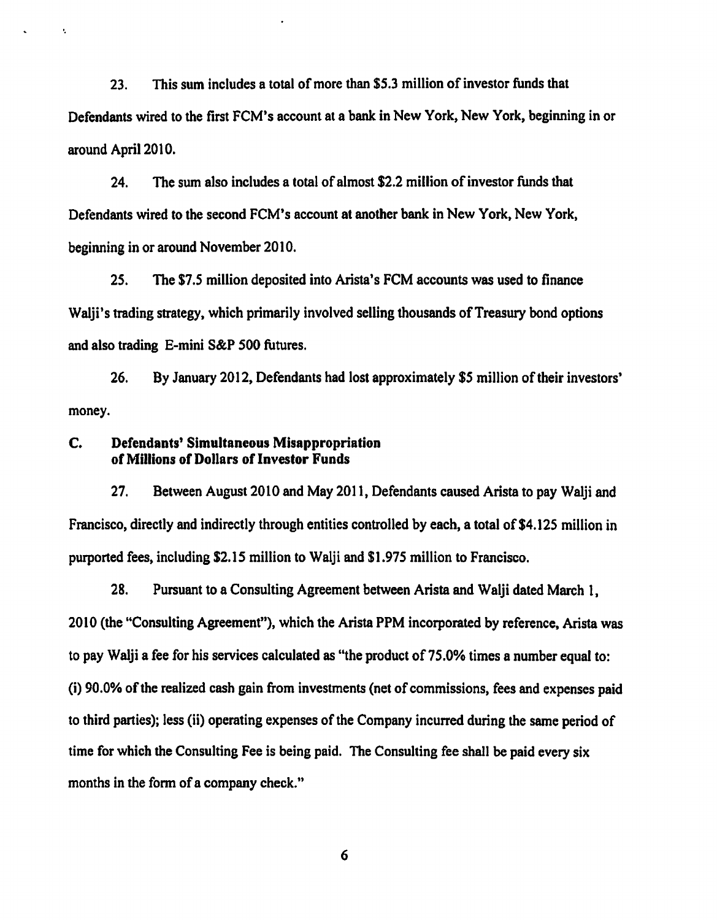23. This sum includes a total of more than $5.3 million of investor funds that Defendants wired to the first FCM's account at a bank in New York, New York, beginning in or around April 2010.

24. The sum also includes a total of almost $2.2 million of investor funds that Defendants wired to the second FCM's account at another bank in New York, New York, beginning in or around November 2010.

25. The $7.5 million deposited into Arista's FCM accounts was used to finance Walji's trading strategy, which primarily involved selling thousands of Treasury bond options and also trading E-mini S&P 500 futures.

26. By January 2012, Defendants had lost approximately $5 million of their investors' money.

## C. Defendants' Simultaneous Misappropriation of Millions of Dollars of Investor Funds

27. Between August 2010 and May 2011, Defendants caused Arista to pay Walji and Francisco, directly and indirectly through entities controlled by each, a total of $4.125 million in purported fees, including $2.15 million to Walji and $1.975 million to Francisco.

28. Pursuant to a Consulting Agreement between Arista and Walji dated March 1, 2010 (the "Consulting Agreement"), which the Arista PPM incorporated by reference, Arista was to pay Walji a fee for his services calculated as "the product of 75.0% times a number equal to: (i) 90.0% of the realized cash gain from investments (net of commissions, fees and expenses paid to third parties); less (ii) operating expenses of the Company incurred during the same period of time for which the Consulting Fee is being paid. The Consulting fee shall be paid every six months in the form of a company check."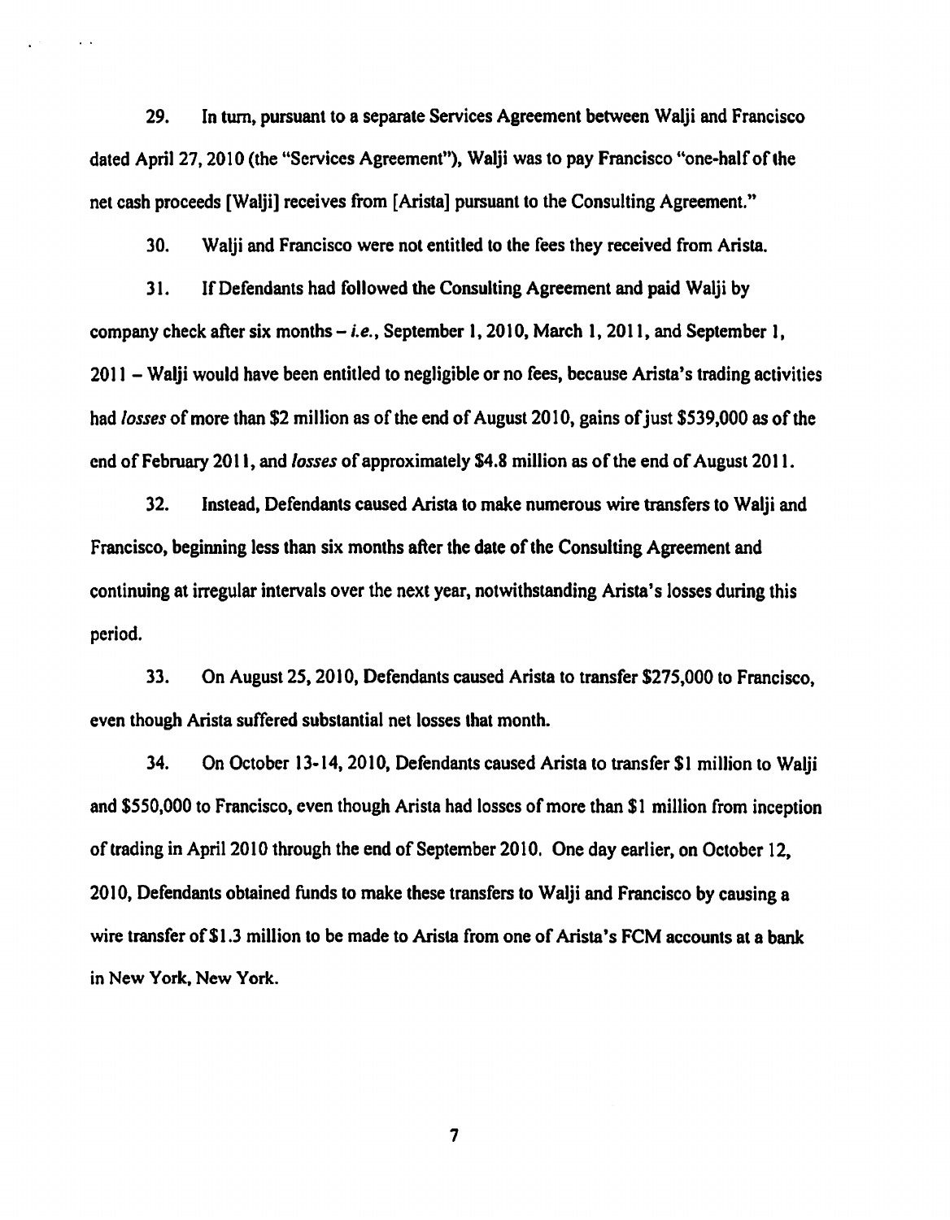29. In turn, pursuant to a separate Services Agreement between Walji and Francisco dated April 27, 2010 (the "Services Agreement"), Walji was to pay Francisco "one-half of the net cash proceeds [Walji] receives from [Arista] pursuant to the Consulting Agreement."

30. Walji and Francisco were not entitled to the fees they received from Arista.

31. If Defendants had followed the Consulting Agreement and paid Walji by company check after six months – *i.e.*, September 1, 2010, March 1, 2011, and September 1, 2011 – Walji would have been entitled to negligible or no fees, because Arista's trading activities had *losses* of more than $2 million as of the end of August 2010, gains of just $539,000 as of the end of February 2011, and *losses* of approximately $4.8 million as of the end of August 2011.

32. Instead, Defendants caused Arista to make numerous wire transfers to Walji and Francisco, beginning less than six months after the date of the Consulting Agreement and continuing at irregular intervals over the next year, notwithstanding Arista's losses during this period.

33. On August 25, 2010, Defendants caused Arista to transfer $275,000 to Francisco, even though Arista suffered substantial net losses that month.

34. On October 13-14, 2010, Defendants caused Arista to transfer $1 million to Walji and $550,000 to Francisco, even though Arista had losses of more than $1 million from inception of trading in April 2010 through the end of September 2010. One day earlier, on October 12, 2010, Defendants obtained funds to make these transfers to Walji and Francisco by causing a wire transfer of $1.3 million to be made to Arista from one of Arista's FCM accounts at a bank in New York, New York.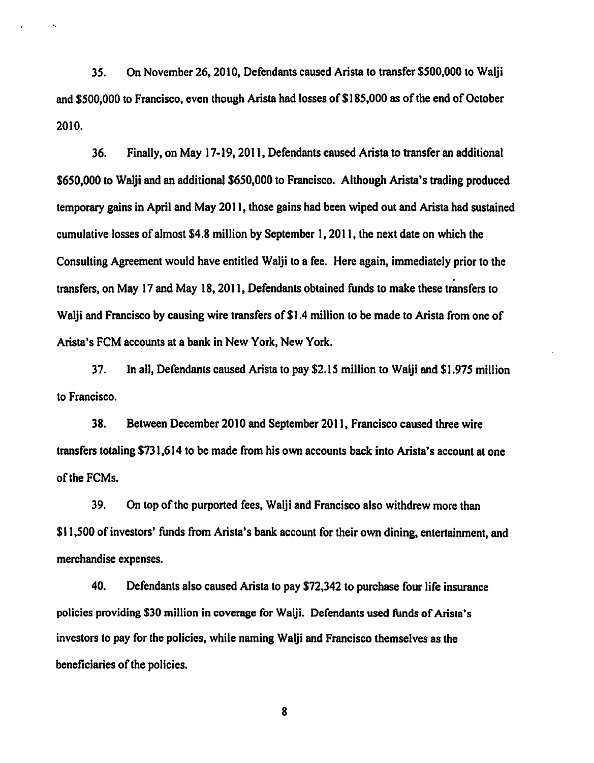35. On November 26, 2010, Defendants caused Arista to transfer $500,000 to Walji and $500,000 to Francisco, even though Arista had losses of $185,000 as of the end of October 2010.

36. Finally, on May 17-19, 2011, Defendants caused Arista to transfer an additional $650,000 to Walji and an additional $650,000 to Francisco. Although Arista's trading produced temporary gains in April and May 2011, those gains had been wiped out and Arista had sustained cumulative losses of almost $4.8 million by September 1, 2011, the next date on which the Consulting Agreement would have entitled Walji to a fee. Here again, immediately prior to the transfers, on May 17 and May 18, 2011, Defendants obtained funds to make these transfers to Walji and Francisco by causing wire transfers of $1.4 million to be made to Arista from one of Arista's FCM accounts at a bank in New York, New York.

37. In all, Defendants caused Arista to pay $2.15 million to Walji and $1.975 million to Francisco.

38. Between December 2010 and September 2011, Francisco caused three wire transfers totaling $731,614 to be made from his own accounts back into Arista's account at one of the FCMs.

39. On top of the purported fees, Walji and Francisco also withdrew more than $11,500 of investors' funds from Arista's bank account for their own dining, entertainment, and merchandise expenses.

40. Defendants also caused Arista to pay $72,342 to purchase four life insurance policies providing $30 million in coverage for Walji. Defendants used funds of Arista's investors to pay for the policies, while naming Walji and Francisco themselves as the beneficiaries of the policies.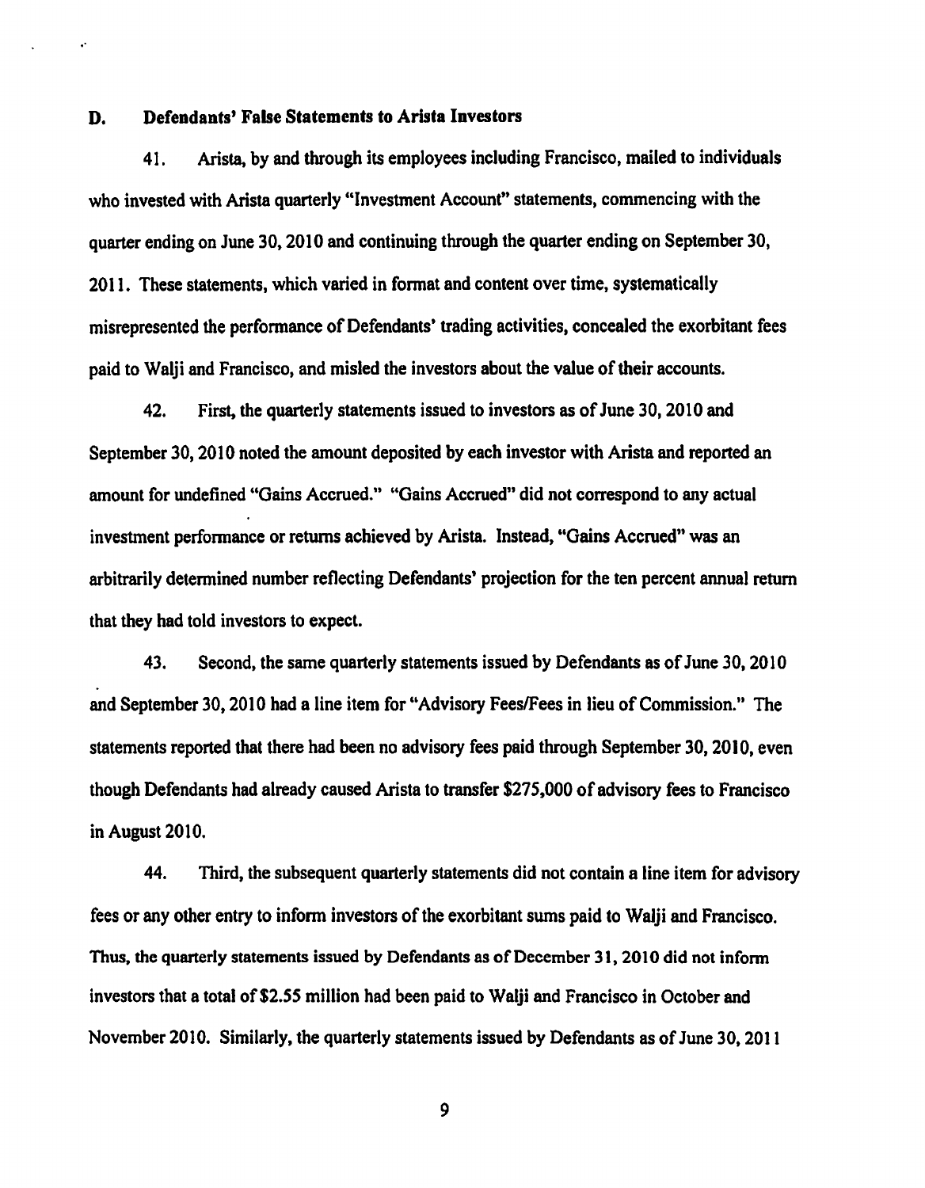### D. Defendants' False Statements to Arista Investors

41. Arista, by and through its employees including Francisco, mailed to individuals who invested with Arista quarterly "Investment Account" statements, commencing with the quarter ending on June 30, 2010 and continuing through the quarter ending on September 30, 2011. These statements, which varied in format and content over time, systematically misrepresented the performance of Defendants' trading activities, concealed the exorbitant fees paid to Walji and Francisco, and misled the investors about the value of their accounts.

42. First, the quarterly statements issued to investors as of June 30, 2010 and September 30, 2010 noted the amount deposited by each investor with Arista and reported an amount for undefined "Gains Accrued." "Gains Accrued" did not correspond to any actual investment performance or returns achieved by Arista. Instead, "Gains Accrued" was an arbitrarily determined number reflecting Defendants' projection for the ten percent annual return that they had told investors to expect.

43. Second, the same quarterly statements issued by Defendants as of June 30, 2010 and September 30, 2010 had a line item for "Advisory Fees/Fees in lieu of Commission." The statements reported that there had been no advisory fees paid through September 30, 2010, even though Defendants had already caused Arista to transfer $275,000 of advisory fees to Francisco in August 2010.

44. Third, the subsequent quarterly statements did not contain a line item for advisory fees or any other entry to inform investors of the exorbitant sums paid to Walji and Francisco. Thus, the quarterly statements issued by Defendants as of December 31, 2010 did not inform investors that a total of $2.55 million had been paid to Walji and Francisco in October and November 2010. Similarly, the quarterly statements issued by Defendants as of June 30, 2011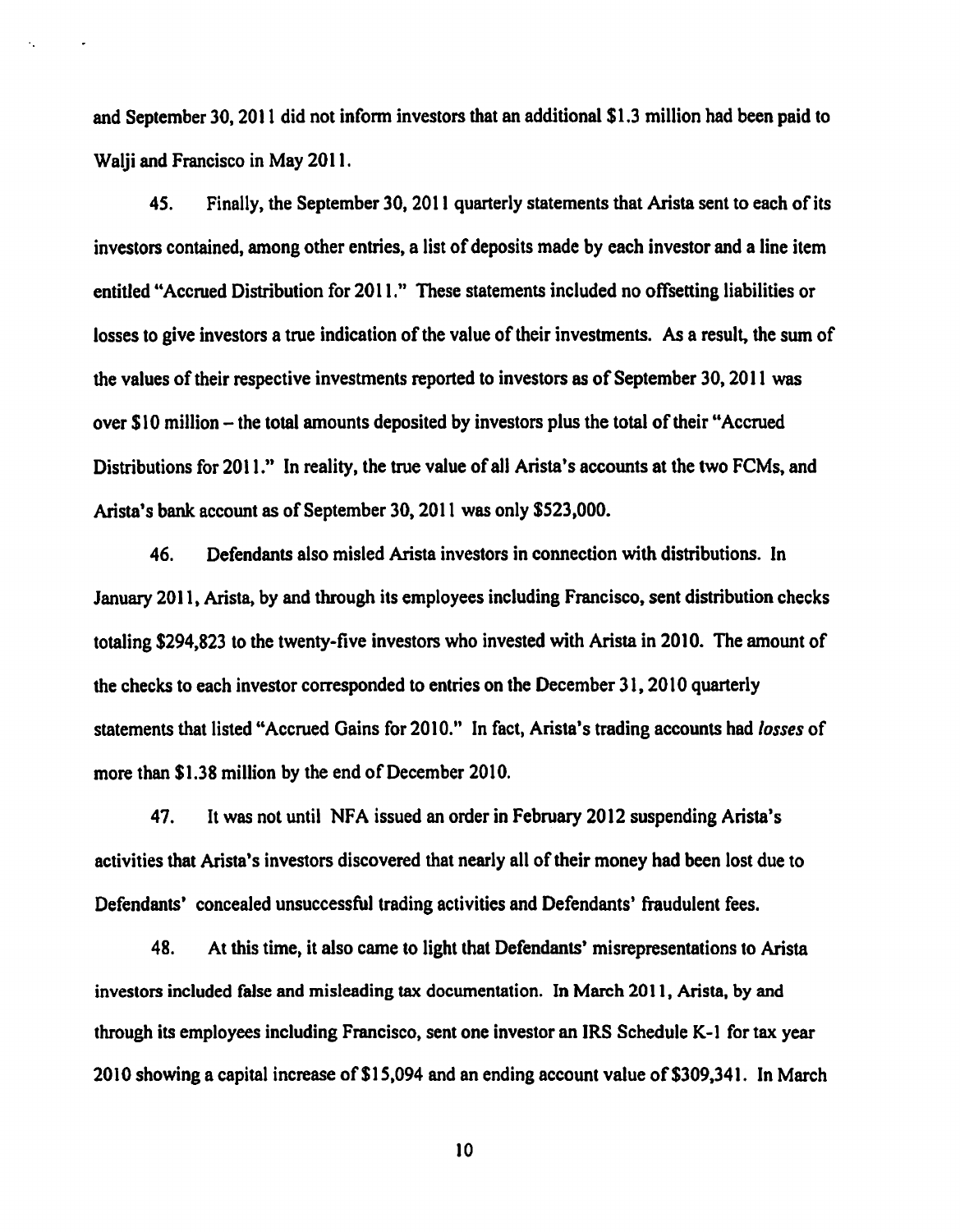and September 30, 2011 did not inform investors that an additional $1.3 million had been paid to Walji and Francisco in May 2011.

45. Finally, the September 30, 2011 quarterly statements that Arista sent to each of its investors contained, among other entries, a list of deposits made by each investor and a line item entitled "Accrued Distribution for 2011." These statements included no offsetting liabilities or losses to give investors a true indication of the value of their investments. As a result, the sum of the values of their respective investments reported to investors as of September 30, 2011 was over $10 million – the total amounts deposited by investors plus the total of their "Accrued Distributions for 2011." In reality, the true value of all Arista's accounts at the two FCMs, and Arista's bank account as of September 30, 2011 was only $523,000.

46. Defendants also misled Arista investors in connection with distributions. In January 2011, Arista, by and through its employees including Francisco, sent distribution checks totaling $294,823 to the twenty-five investors who invested with Arista in 2010. The amount of the checks to each investor corresponded to entries on the December 31, 2010 quarterly statements that listed "Accrued Gains for 2010." In fact, Arista's trading accounts had *losses* of more than $1.38 million by the end of December 2010.

47. It was not until NFA issued an order in February 2012 suspending Arista's activities that Arista's investors discovered that nearly all of their money had been lost due to Defendants' concealed unsuccessful trading activities and Defendants' fraudulent fees.

48. At this time, it also came to light that Defendants' misrepresentations to Arista investors included false and misleading tax documentation. In March 2011, Arista, by and through its employees including Francisco, sent one investor an IRS Schedule K-1 for tax year 2010 showing a capital increase of $15,094 and an ending account value of $309,341. In March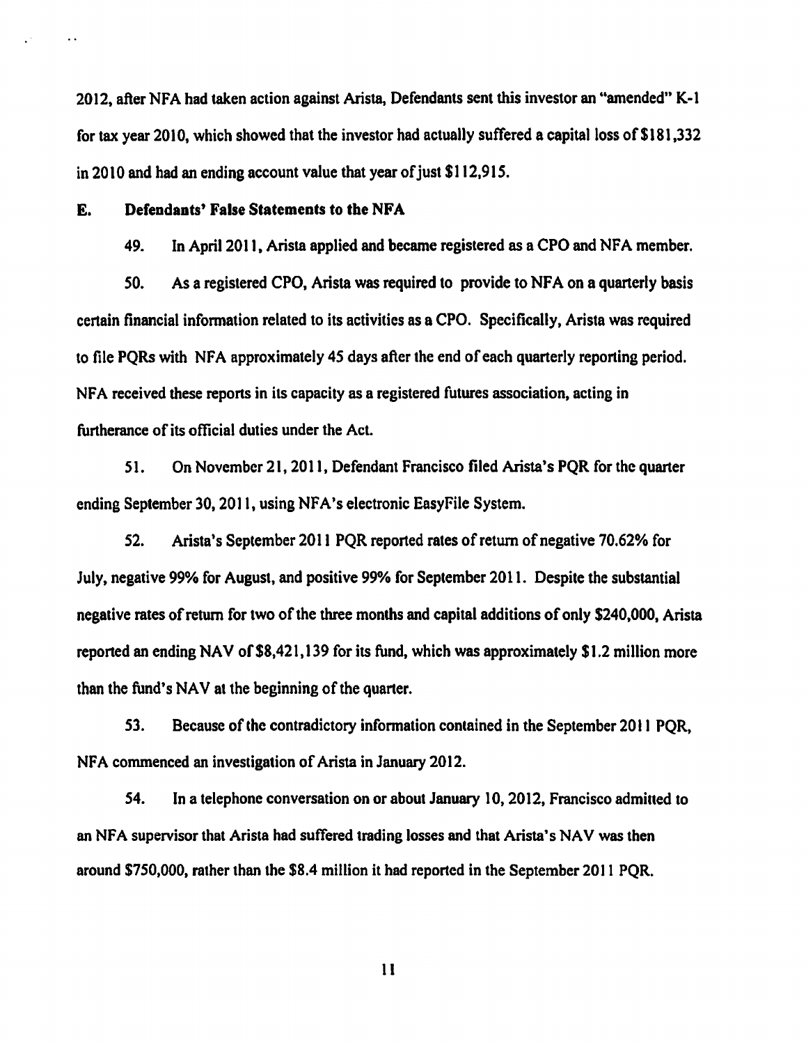2012, after NFA had taken action against Arista, Defendants sent this investor an "amended" K-1 for tax year 2010, which showed that the investor had actually suffered a capital loss of $181,332 in 2010 and had an ending account value that year of just $112,915.

**E. Defendants' False Statements to the NFA**

49. In April 2011, Arista applied and became registered as a CPO and NFA member.

50. As a registered CPO, Arista was required to provide to NFA on a quarterly basis certain financial information related to its activities as a CPO. Specifically, Arista was required to file PQRs with NFA approximately 45 days after the end of each quarterly reporting period. NFA received these reports in its capacity as a registered futures association, acting in furtherance of its official duties under the Act.

51. On November 21, 2011, Defendant Francisco filed Arista's PQR for the quarter ending September 30, 2011, using NFA's electronic EasyFile System.

52. Arista's September 2011 PQR reported rates of return of negative 70.62% for July, negative 99% for August, and positive 99% for September 2011. Despite the substantial negative rates of return for two of the three months and capital additions of only $240,000, Arista reported an ending NAV of $8,421,139 for its fund, which was approximately $1.2 million more than the fund's NAV at the beginning of the quarter.

53. Because of the contradictory information contained in the September 2011 PQR, NFA commenced an investigation of Arista in January 2012.

54. In a telephone conversation on or about January 10, 2012, Francisco admitted to an NFA supervisor that Arista had suffered trading losses and that Arista's NAV was then around $750,000, rather than the $8.4 million it had reported in the September 2011 PQR.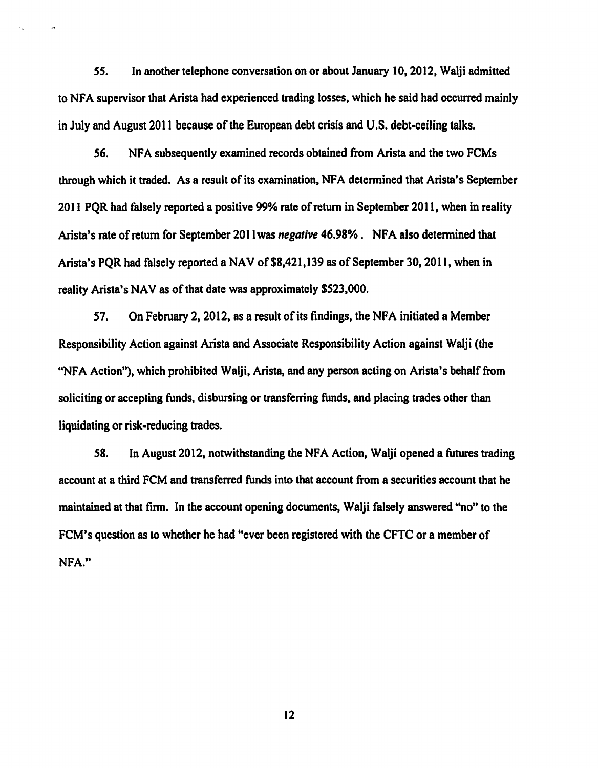55. In another telephone conversation on or about January 10, 2012, Walji admitted to NFA supervisor that Arista had experienced trading losses, which he said had occurred mainly in July and August 2011 because of the European debt crisis and U.S. debt-ceiling talks.

56. NFA subsequently examined records obtained from Arista and the two FCMs through which it traded. As a result of its examination, NFA determined that Arista's September 2011 PQR had falsely reported a positive 99% rate of return in September 2011, when in reality Arista's rate of return for September 2011was *negative* 46.98%. NFA also determined that Arista's PQR had falsely reported a NAV of $8,421,139 as of September 30, 2011, when in reality Arista's NAV as of that date was approximately $523,000.

57. On February 2, 2012, as a result of its findings, the NFA initiated a Member Responsibility Action against Arista and Associate Responsibility Action against Walji (the "NFA Action"), which prohibited Walji, Arista, and any person acting on Arista's behalf from soliciting or accepting funds, disbursing or transferring funds, and placing trades other than liquidating or risk-reducing trades.

58. In August 2012, notwithstanding the NFA Action, Walji opened a futures trading account at a third FCM and transferred funds into that account from a securities account that he maintained at that firm. In the account opening documents, Walji falsely answered "no" to the FCM's question as to whether he had "ever been registered with the CFTC or a member of NFA."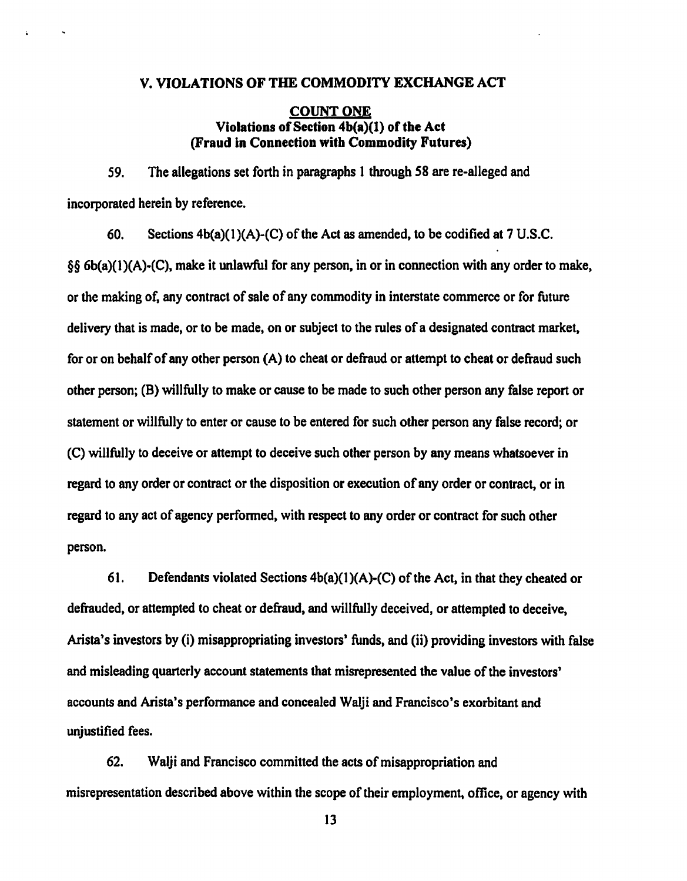## V. VIOLATIONS OF THE COMMODITY EXCHANGE ACT

### COUNT ONE
### Violations of Section 4b(a)(1) of the Act
### (Fraud in Connection with Commodity Futures)

59. The allegations set forth in paragraphs 1 through 58 are re-alleged and incorporated herein by reference.

60. Sections 4b(a)(1)(A)-(C) of the Act as amended, to be codified at 7 U.S.C. §§ 6b(a)(1)(A)-(C), make it unlawful for any person, in or in connection with any order to make, or the making of, any contract of sale of any commodity in interstate commerce or for future delivery that is made, or to be made, on or subject to the rules of a designated contract market, for or on behalf of any other person (A) to cheat or defraud or attempt to cheat or defraud such other person; (B) willfully to make or cause to be made to such other person any false report or statement or willfully to enter or cause to be entered for such other person any false record; or (C) willfully to deceive or attempt to deceive such other person by any means whatsoever in regard to any order or contract or the disposition or execution of any order or contract, or in regard to any act of agency performed, with respect to any order or contract for such other person.

61. Defendants violated Sections 4b(a)(1)(A)-(C) of the Act, in that they cheated or defrauded, or attempted to cheat or defraud, and willfully deceived, or attempted to deceive, Arista's investors by (i) misappropriating investors' funds, and (ii) providing investors with false and misleading quarterly account statements that misrepresented the value of the investors' accounts and Arista's performance and concealed Walji and Francisco's exorbitant and unjustified fees.

62. Walji and Francisco committed the acts of misappropriation and misrepresentation described above within the scope of their employment, office, or agency with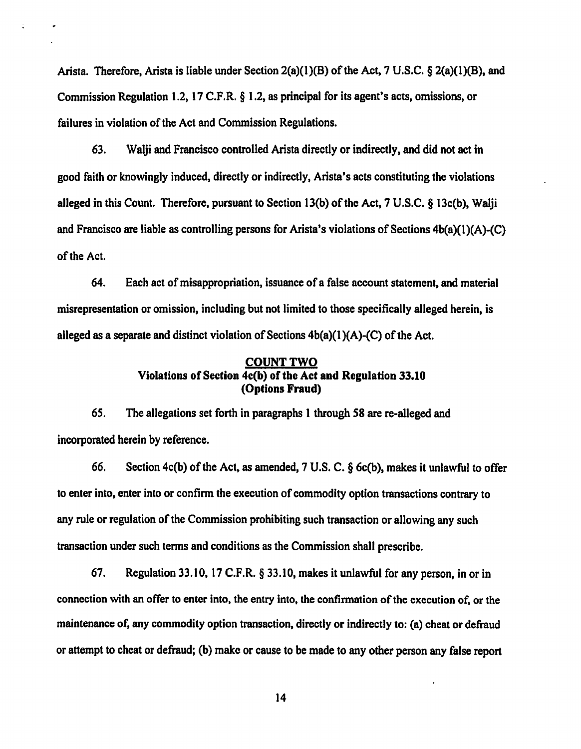Arista. Therefore, Arista is liable under Section 2(a)(1)(B) of the Act, 7 U.S.C. § 2(a)(1)(B), and Commission Regulation 1.2, 17 C.F.R. § 1.2, as principal for its agent's acts, omissions, or failures in violation of the Act and Commission Regulations.

63. Walji and Francisco controlled Arista directly or indirectly, and did not act in good faith or knowingly induced, directly or indirectly, Arista's acts constituting the violations alleged in this Count. Therefore, pursuant to Section 13(b) of the Act, 7 U.S.C. § 13c(b), Walji and Francisco are liable as controlling persons for Arista's violations of Sections 4b(a)(1)(A)-(C) of the Act.

64. Each act of misappropriation, issuance of a false account statement, and material misrepresentation or omission, including but not limited to those specifically alleged herein, is alleged as a separate and distinct violation of Sections 4b(a)(1)(A)-(C) of the Act.

## COUNT TWO
### Violations of Section 4c(b) of the Act and Regulation 33.10 (Options Fraud)

65. The allegations set forth in paragraphs 1 through 58 are re-alleged and incorporated herein by reference.

66. Section 4c(b) of the Act, as amended, 7 U.S. C. § 6c(b), makes it unlawful to offer to enter into, enter into or confirm the execution of commodity option transactions contrary to any rule or regulation of the Commission prohibiting such transaction or allowing any such transaction under such terms and conditions as the Commission shall prescribe.

67. Regulation 33.10, 17 C.F.R. § 33.10, makes it unlawful for any person, in or in connection with an offer to enter into, the entry into, the confirmation of the execution of, or the maintenance of, any commodity option transaction, directly or indirectly to: (a) cheat or defraud or attempt to cheat or defraud; (b) make or cause to be made to any other person any false report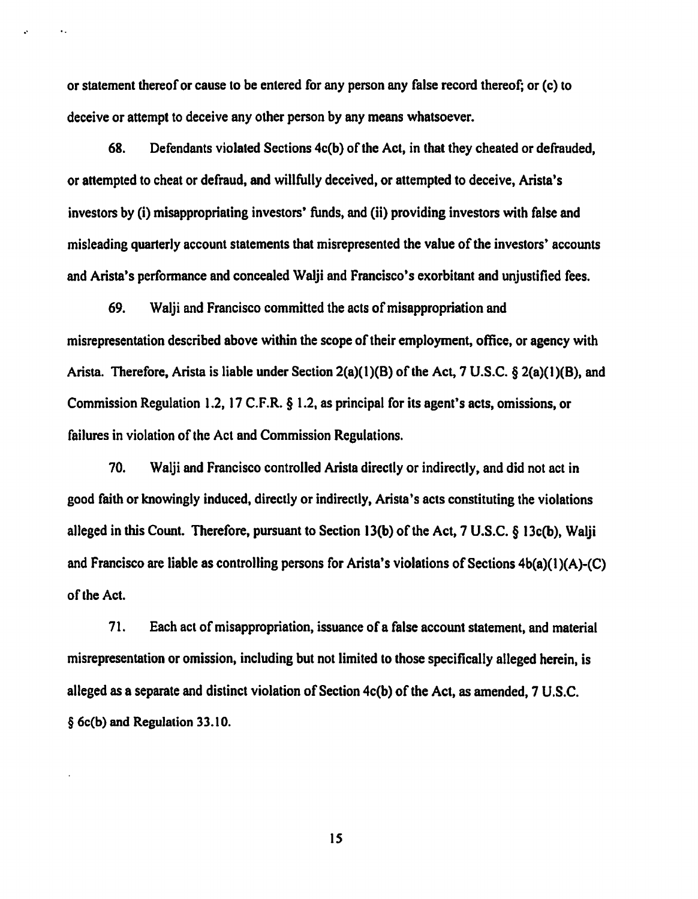or statement thereof or cause to be entered for any person any false record thereof; or (c) to deceive or attempt to deceive any other person by any means whatsoever.

68. Defendants violated Sections 4c(b) of the Act, in that they cheated or defrauded, or attempted to cheat or defraud, and willfully deceived, or attempted to deceive, Arista's investors by (i) misappropriating investors' funds, and (ii) providing investors with false and misleading quarterly account statements that misrepresented the value of the investors' accounts and Arista's performance and concealed Walji and Francisco's exorbitant and unjustified fees.

69. Walji and Francisco committed the acts of misappropriation and misrepresentation described above within the scope of their employment, office, or agency with Arista. Therefore, Arista is liable under Section 2(a)(1)(B) of the Act, 7 U.S.C. § 2(a)(1)(B), and Commission Regulation 1.2, 17 C.F.R. § 1.2, as principal for its agent's acts, omissions, or failures in violation of the Act and Commission Regulations.

70. Walji and Francisco controlled Arista directly or indirectly, and did not act in good faith or knowingly induced, directly or indirectly, Arista's acts constituting the violations alleged in this Count. Therefore, pursuant to Section 13(b) of the Act, 7 U.S.C. § 13c(b), Walji and Francisco are liable as controlling persons for Arista's violations of Sections 4b(a)(1)(A)-(C) of the Act.

71. Each act of misappropriation, issuance of a false account statement, and material misrepresentation or omission, including but not limited to those specifically alleged herein, is alleged as a separate and distinct violation of Section 4c(b) of the Act, as amended, 7 U.S.C. § 6c(b) and Regulation 33.10.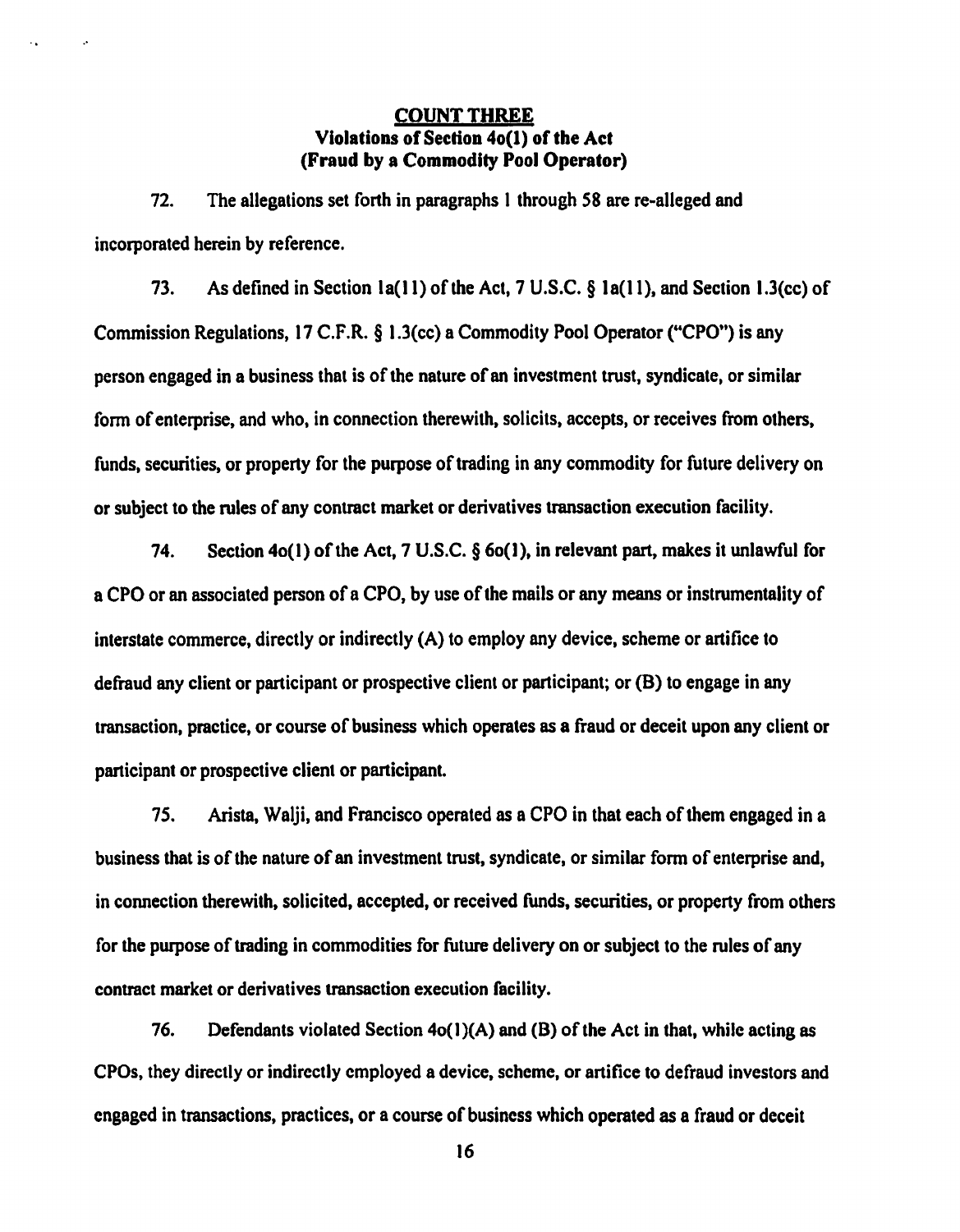## COUNT THREE

**Violations of Section 4o(1) of the Act**

**(Fraud by a Commodity Pool Operator)**

72. The allegations set forth in paragraphs 1 through 58 are re-alleged and incorporated herein by reference.

73. As defined in Section 1a(11) of the Act, 7 U.S.C. § 1a(11), and Section 1.3(cc) of Commission Regulations, 17 C.F.R. § 1.3(cc) a Commodity Pool Operator ("CPO") is any person engaged in a business that is of the nature of an investment trust, syndicate, or similar form of enterprise, and who, in connection therewith, solicits, accepts, or receives from others, funds, securities, or property for the purpose of trading in any commodity for future delivery on or subject to the rules of any contract market or derivatives transaction execution facility.

74. Section 4o(1) of the Act, 7 U.S.C. § 6o(1), in relevant part, makes it unlawful for a CPO or an associated person of a CPO, by use of the mails or any means or instrumentality of interstate commerce, directly or indirectly (A) to employ any device, scheme or artifice to defraud any client or participant or prospective client or participant; or (B) to engage in any transaction, practice, or course of business which operates as a fraud or deceit upon any client or participant or prospective client or participant.

75. Arista, Walji, and Francisco operated as a CPO in that each of them engaged in a business that is of the nature of an investment trust, syndicate, or similar form of enterprise and, in connection therewith, solicited, accepted, or received funds, securities, or property from others for the purpose of trading in commodities for future delivery on or subject to the rules of any contract market or derivatives transaction execution facility.

76. Defendants violated Section 4o(1)(A) and (B) of the Act in that, while acting as CPOs, they directly or indirectly employed a device, scheme, or artifice to defraud investors and engaged in transactions, practices, or a course of business which operated as a fraud or deceit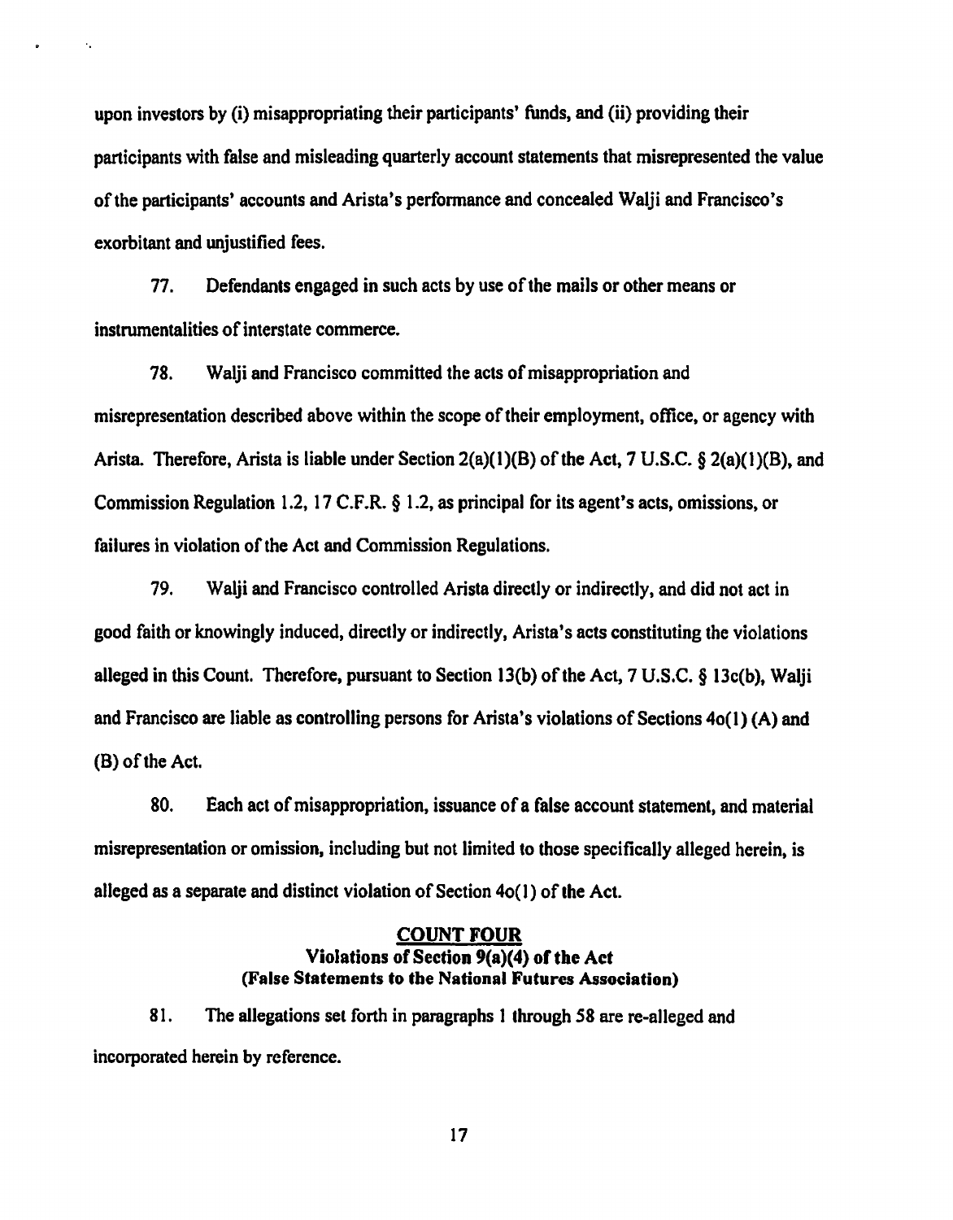upon investors by (i) misappropriating their participants' funds, and (ii) providing their participants with false and misleading quarterly account statements that misrepresented the value of the participants' accounts and Arista's performance and concealed Walji and Francisco's exorbitant and unjustified fees.

77. Defendants engaged in such acts by use of the mails or other means or instrumentalities of interstate commerce.

78. Walji and Francisco committed the acts of misappropriation and misrepresentation described above within the scope of their employment, office, or agency with Arista. Therefore, Arista is liable under Section 2(a)(1)(B) of the Act, 7 U.S.C. § 2(a)(1)(B), and Commission Regulation 1.2, 17 C.F.R. § 1.2, as principal for its agent's acts, omissions, or failures in violation of the Act and Commission Regulations.

79. Walji and Francisco controlled Arista directly or indirectly, and did not act in good faith or knowingly induced, directly or indirectly, Arista's acts constituting the violations alleged in this Count. Therefore, pursuant to Section 13(b) of the Act, 7 U.S.C. § 13c(b), Walji and Francisco are liable as controlling persons for Arista's violations of Sections 4o(1) (A) and (B) of the Act.

80. Each act of misappropriation, issuance of a false account statement, and material misrepresentation or omission, including but not limited to those specifically alleged herein, is alleged as a separate and distinct violation of Section 4o(1) of the Act.

## COUNT FOUR
### Violations of Section 9(a)(4) of the Act
### (False Statements to the National Futures Association)

81. The allegations set forth in paragraphs 1 through 58 are re-alleged and incorporated herein by reference.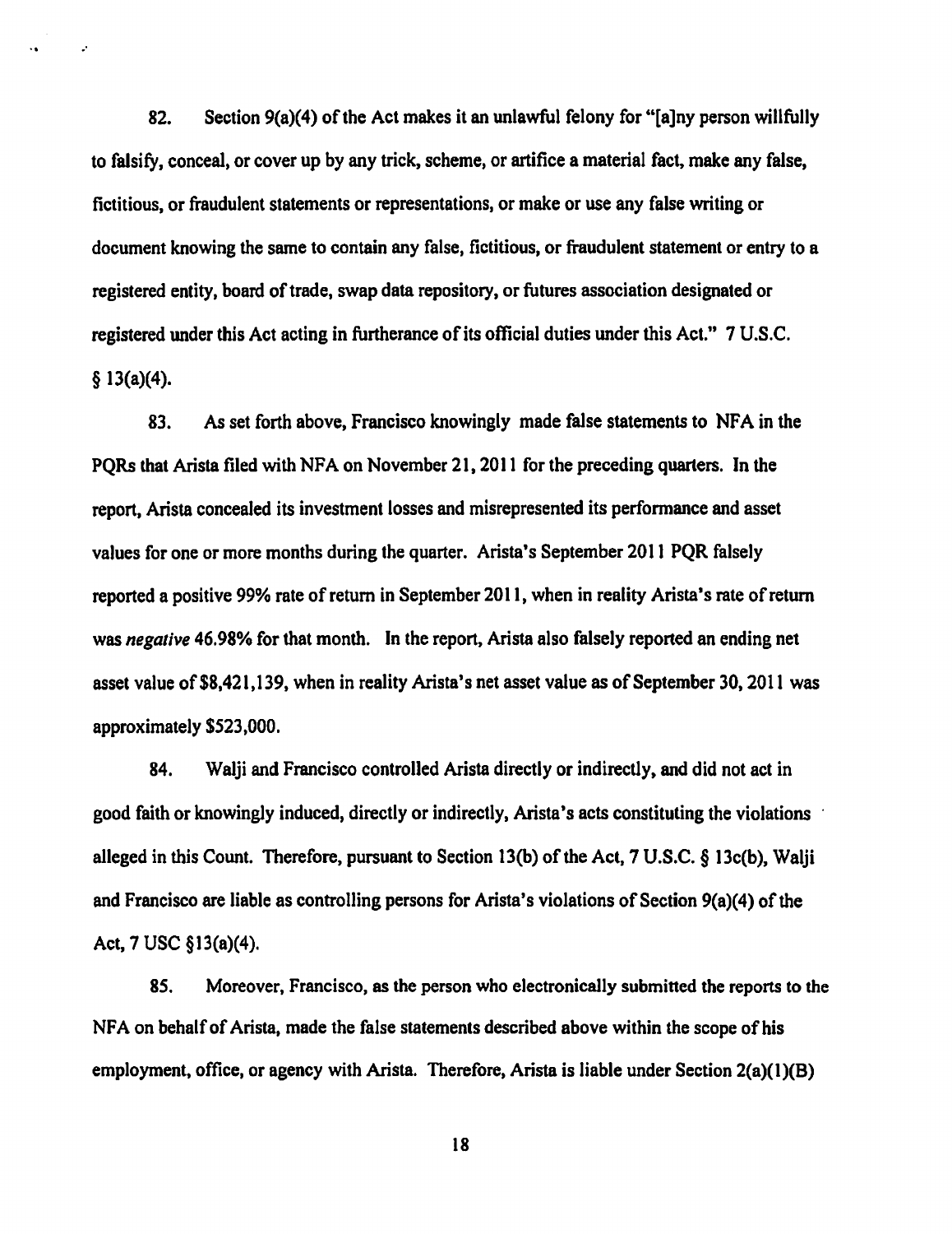82. Section 9(a)(4) of the Act makes it an unlawful felony for "[a]ny person willfully to falsify, conceal, or cover up by any trick, scheme, or artifice a material fact, make any false, fictitious, or fraudulent statements or representations, or make or use any false writing or document knowing the same to contain any false, fictitious, or fraudulent statement or entry to a registered entity, board of trade, swap data repository, or futures association designated or registered under this Act acting in furtherance of its official duties under this Act." 7 U.S.C. § 13(a)(4).

83. As set forth above, Francisco knowingly made false statements to NFA in the PQRs that Arista filed with NFA on November 21, 2011 for the preceding quarters. In the report, Arista concealed its investment losses and misrepresented its performance and asset values for one or more months during the quarter. Arista's September 2011 PQR falsely reported a positive 99% rate of return in September 2011, when in reality Arista's rate of return was *negative* 46.98% for that month. In the report, Arista also falsely reported an ending net asset value of $8,421,139, when in reality Arista's net asset value as of September 30, 2011 was approximately $523,000.

84. Walji and Francisco controlled Arista directly or indirectly, and did not act in good faith or knowingly induced, directly or indirectly, Arista's acts constituting the violations alleged in this Count. Therefore, pursuant to Section 13(b) of the Act, 7 U.S.C. § 13c(b), Walji and Francisco are liable as controlling persons for Arista's violations of Section 9(a)(4) of the Act, 7 USC §13(a)(4).

85. Moreover, Francisco, as the person who electronically submitted the reports to the NFA on behalf of Arista, made the false statements described above within the scope of his employment, office, or agency with Arista. Therefore, Arista is liable under Section 2(a)(1)(B)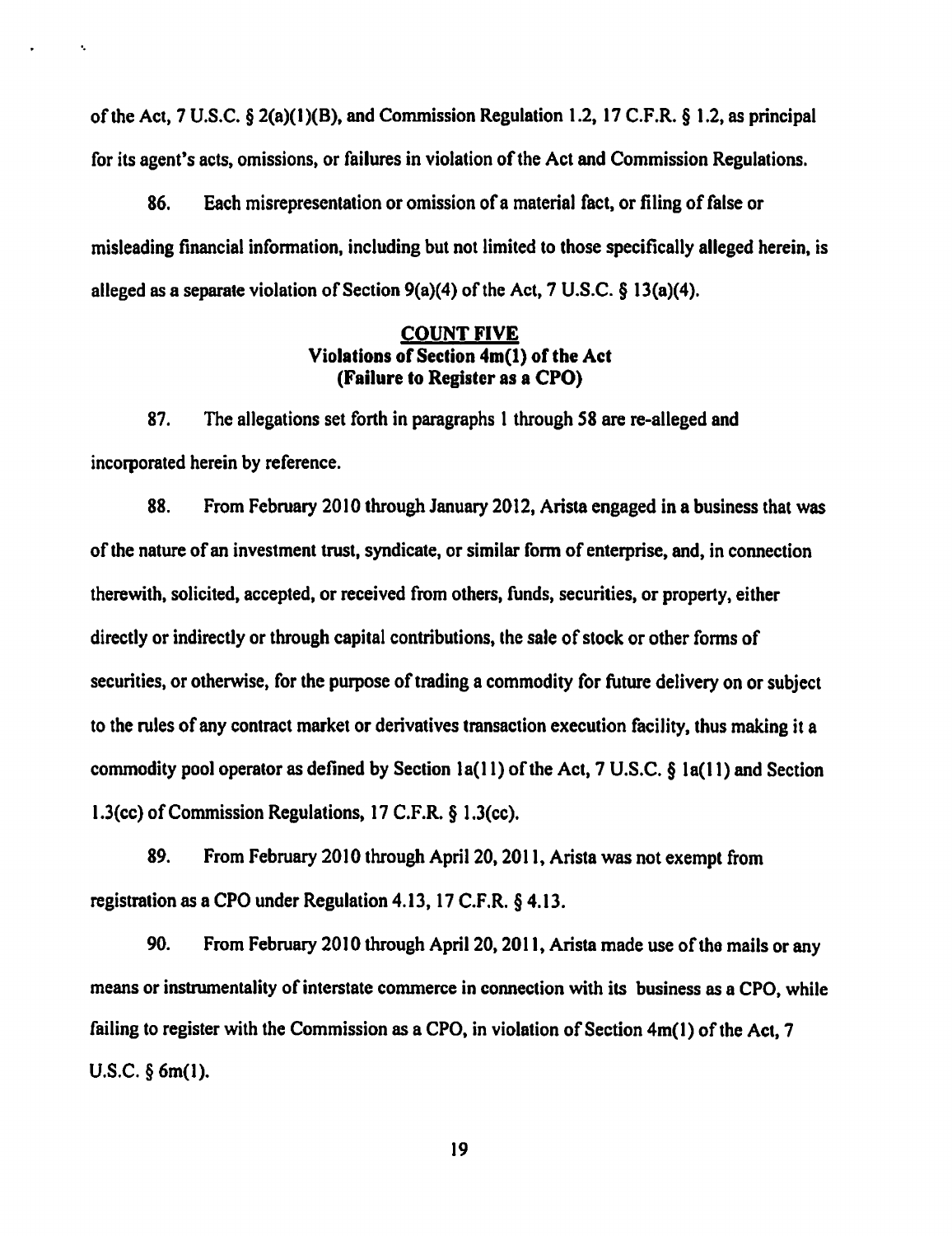of the Act, 7 U.S.C. § 2(a)(1)(B), and Commission Regulation 1.2, 17 C.F.R. § 1.2, as principal for its agent's acts, omissions, or failures in violation of the Act and Commission Regulations.

86. Each misrepresentation or omission of a material fact, or filing of false or misleading financial information, including but not limited to those specifically alleged herein, is alleged as a separate violation of Section 9(a)(4) of the Act, 7 U.S.C. § 13(a)(4).

**COUNT FIVE**
**Violations of Section 4m(1) of the Act**
**(Failure to Register as a CPO)**

87. The allegations set forth in paragraphs 1 through 58 are re-alleged and incorporated herein by reference.

88. From February 2010 through January 2012, Arista engaged in a business that was of the nature of an investment trust, syndicate, or similar form of enterprise, and, in connection therewith, solicited, accepted, or received from others, funds, securities, or property, either directly or indirectly or through capital contributions, the sale of stock or other forms of securities, or otherwise, for the purpose of trading a commodity for future delivery on or subject to the rules of any contract market or derivatives transaction execution facility, thus making it a commodity pool operator as defined by Section 1a(11) of the Act, 7 U.S.C. § 1a(11) and Section 1.3(cc) of Commission Regulations, 17 C.F.R. § 1.3(cc).

89. From February 2010 through April 20, 2011, Arista was not exempt from registration as a CPO under Regulation 4.13, 17 C.F.R. § 4.13.

90. From February 2010 through April 20, 2011, Arista made use of the mails or any means or instrumentality of interstate commerce in connection with its business as a CPO, while failing to register with the Commission as a CPO, in violation of Section 4m(1) of the Act, 7 U.S.C. § 6m(1).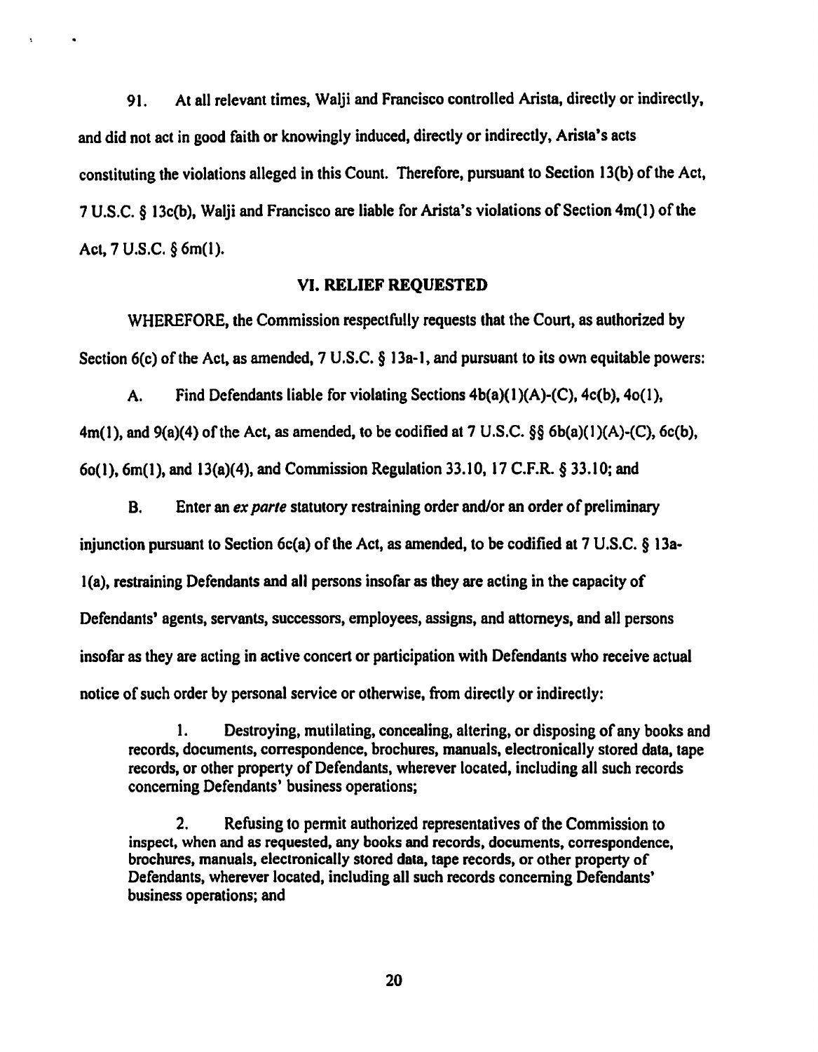91. At all relevant times, Walji and Francisco controlled Arista, directly or indirectly, and did not act in good faith or knowingly induced, directly or indirectly, Arista's acts constituting the violations alleged in this Count. Therefore, pursuant to Section 13(b) of the Act, 7 U.S.C. § 13c(b), Walji and Francisco are liable for Arista's violations of Section 4m(1) of the Act, 7 U.S.C. § 6m(1).

## VI. RELIEF REQUESTED

WHEREFORE, the Commission respectfully requests that the Court, as authorized by Section 6(c) of the Act, as amended, 7 U.S.C. § 13a-1, and pursuant to its own equitable powers:

A. Find Defendants liable for violating Sections 4b(a)(1)(A)-(C), 4c(b), 4o(1), 4m(1), and 9(a)(4) of the Act, as amended, to be codified at 7 U.S.C. §§ 6b(a)(1)(A)-(C), 6c(b), 6o(1), 6m(1), and 13(a)(4), and Commission Regulation 33.10, 17 C.F.R. § 33.10; and

B. Enter an *ex parte* statutory restraining order and/or an order of preliminary injunction pursuant to Section 6c(a) of the Act, as amended, to be codified at 7 U.S.C. § 13a-1(a), restraining Defendants and all persons insofar as they are acting in the capacity of Defendants' agents, servants, successors, employees, assigns, and attorneys, and all persons insofar as they are acting in active concert or participation with Defendants who receive actual notice of such order by personal service or otherwise, from directly or indirectly:

> 1. Destroying, mutilating, concealing, altering, or disposing of any books and records, documents, correspondence, brochures, manuals, electronically stored data, tape records, or other property of Defendants, wherever located, including all such records concerning Defendants' business operations;
>
> 2. Refusing to permit authorized representatives of the Commission to inspect, when and as requested, any books and records, documents, correspondence, brochures, manuals, electronically stored data, tape records, or other property of Defendants, wherever located, including all such records concerning Defendants' business operations; and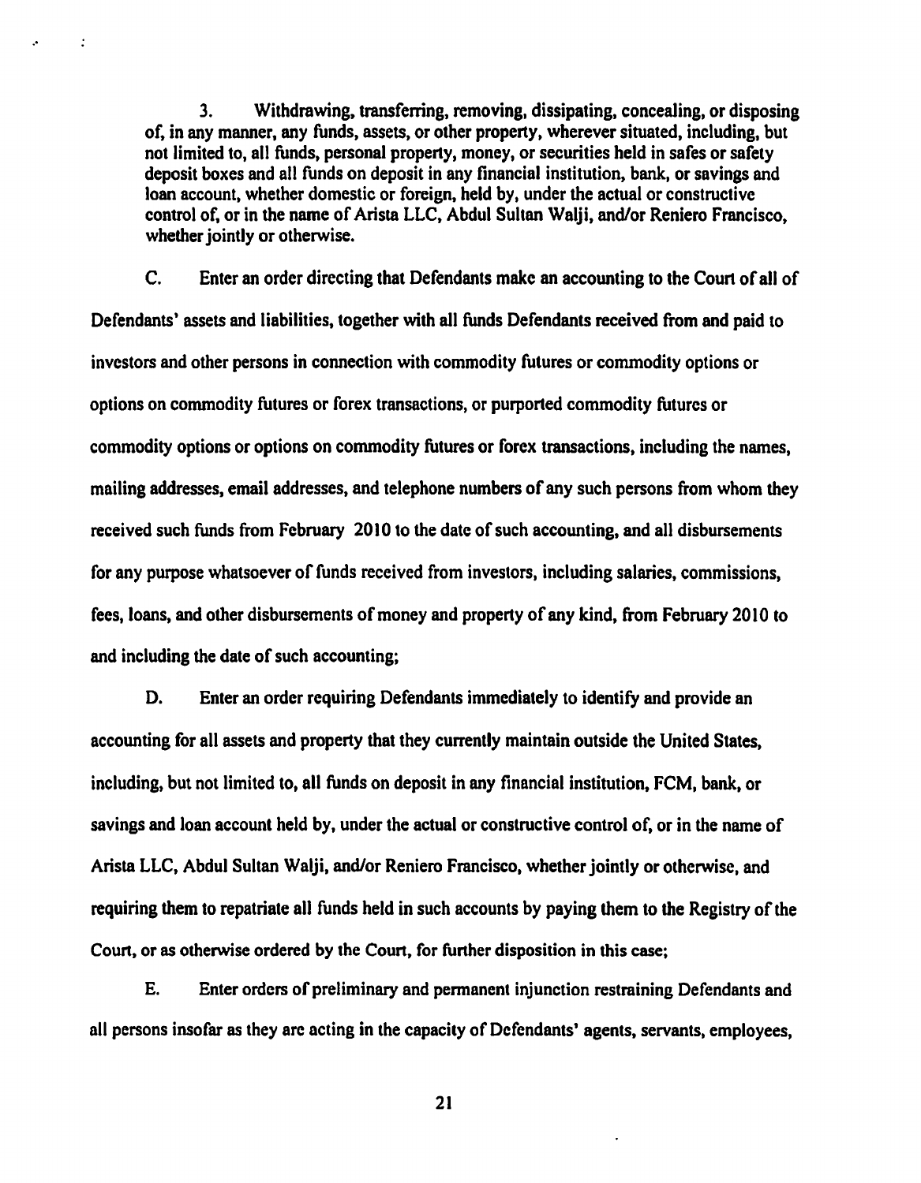3. Withdrawing, transferring, removing, dissipating, concealing, or disposing of, in any manner, any funds, assets, or other property, wherever situated, including, but not limited to, all funds, personal property, money, or securities held in safes or safety deposit boxes and all funds on deposit in any financial institution, bank, or savings and loan account, whether domestic or foreign, held by, under the actual or constructive control of, or in the name of Arista LLC, Abdul Sultan Walji, and/or Reniero Francisco, whether jointly or otherwise.

C. Enter an order directing that Defendants make an accounting to the Court of all of Defendants' assets and liabilities, together with all funds Defendants received from and paid to investors and other persons in connection with commodity futures or commodity options or options on commodity futures or forex transactions, or purported commodity futures or commodity options or options on commodity futures or forex transactions, including the names, mailing addresses, email addresses, and telephone numbers of any such persons from whom they received such funds from February 2010 to the date of such accounting, and all disbursements for any purpose whatsoever of funds received from investors, including salaries, commissions, fees, loans, and other disbursements of money and property of any kind, from February 2010 to and including the date of such accounting;

D. Enter an order requiring Defendants immediately to identify and provide an accounting for all assets and property that they currently maintain outside the United States, including, but not limited to, all funds on deposit in any financial institution, FCM, bank, or savings and loan account held by, under the actual or constructive control of, or in the name of Arista LLC, Abdul Sultan Walji, and/or Reniero Francisco, whether jointly or otherwise, and requiring them to repatriate all funds held in such accounts by paying them to the Registry of the Court, or as otherwise ordered by the Court, for further disposition in this case;

E. Enter orders of preliminary and permanent injunction restraining Defendants and all persons insofar as they are acting in the capacity of Defendants' agents, servants, employees,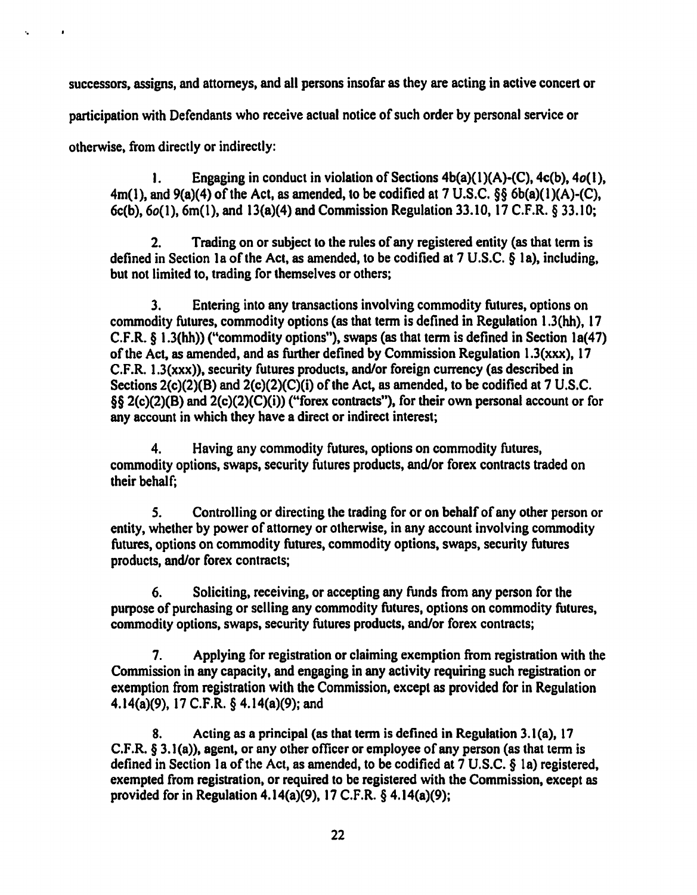successors, assigns, and attorneys, and all persons insofar as they are acting in active concert or participation with Defendants who receive actual notice of such order by personal service or otherwise, from directly or indirectly:

> 1. Engaging in conduct in violation of Sections 4b(a)(1)(A)-(C), 4c(b), 4*o*(1), 4m(1), and 9(a)(4) of the Act, as amended, to be codified at 7 U.S.C. §§ 6b(a)(1)(A)-(C), 6c(b), 6*o*(1), 6m(1), and 13(a)(4) and Commission Regulation 33.10, 17 C.F.R. § 33.10;
>
> 2. Trading on or subject to the rules of any registered entity (as that term is defined in Section 1a of the Act, as amended, to be codified at 7 U.S.C. § 1a), including, but not limited to, trading for themselves or others;
>
> 3. Entering into any transactions involving commodity futures, options on commodity futures, commodity options (as that term is defined in Regulation 1.3(hh), 17 C.F.R. § 1.3(hh)) ("commodity options"), swaps (as that term is defined in Section 1a(47) of the Act, as amended, and as further defined by Commission Regulation 1.3(xxx), 17 C.F.R. 1.3(xxx)), security futures products, and/or foreign currency (as described in Sections 2(c)(2)(B) and 2(c)(2)(C)(i) of the Act, as amended, to be codified at 7 U.S.C. §§ 2(c)(2)(B) and 2(c)(2)(C)(i)) ("forex contracts"), for their own personal account or for any account in which they have a direct or indirect interest;
>
> 4. Having any commodity futures, options on commodity futures, commodity options, swaps, security futures products, and/or forex contracts traded on their behalf;
>
> 5. Controlling or directing the trading for or on behalf of any other person or entity, whether by power of attorney or otherwise, in any account involving commodity futures, options on commodity futures, commodity options, swaps, security futures products, and/or forex contracts;
>
> 6. Soliciting, receiving, or accepting any funds from any person for the purpose of purchasing or selling any commodity futures, options on commodity futures, commodity options, swaps, security futures products, and/or forex contracts;
>
> 7. Applying for registration or claiming exemption from registration with the Commission in any capacity, and engaging in any activity requiring such registration or exemption from registration with the Commission, except as provided for in Regulation 4.14(a)(9), 17 C.F.R. § 4.14(a)(9); and
>
> 8. Acting as a principal (as that term is defined in Regulation 3.1(a), 17 C.F.R. § 3.1(a)), agent, or any other officer or employee of any person (as that term is defined in Section 1a of the Act, as amended, to be codified at 7 U.S.C. § 1a) registered, exempted from registration, or required to be registered with the Commission, except as provided for in Regulation 4.14(a)(9), 17 C.F.R. § 4.14(a)(9);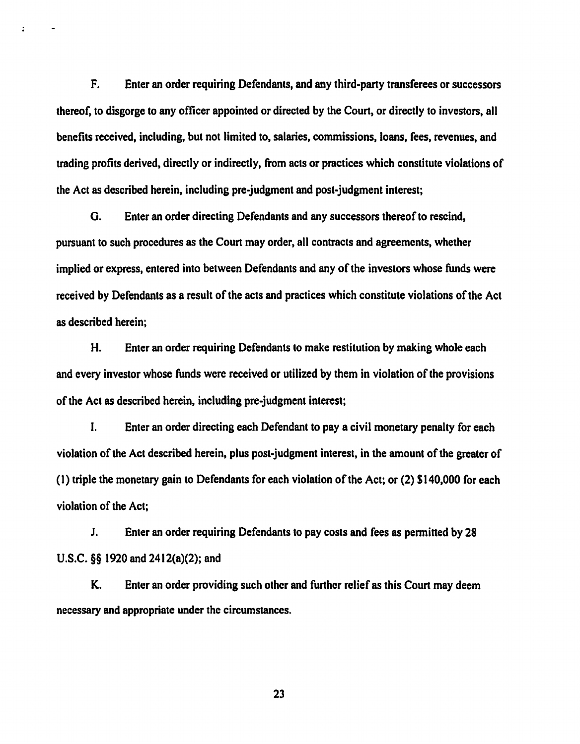F. Enter an order requiring Defendants, and any third-party transferees or successors thereof, to disgorge to any officer appointed or directed by the Court, or directly to investors, all benefits received, including, but not limited to, salaries, commissions, loans, fees, revenues, and trading profits derived, directly or indirectly, from acts or practices which constitute violations of the Act as described herein, including pre-judgment and post-judgment interest;

G. Enter an order directing Defendants and any successors thereof to rescind, pursuant to such procedures as the Court may order, all contracts and agreements, whether implied or express, entered into between Defendants and any of the investors whose funds were received by Defendants as a result of the acts and practices which constitute violations of the Act as described herein;

H. Enter an order requiring Defendants to make restitution by making whole each and every investor whose funds were received or utilized by them in violation of the provisions of the Act as described herein, including pre-judgment interest;

I. Enter an order directing each Defendant to pay a civil monetary penalty for each violation of the Act described herein, plus post-judgment interest, in the amount of the greater of (1) triple the monetary gain to Defendants for each violation of the Act; or (2) $140,000 for each violation of the Act;

J. Enter an order requiring Defendants to pay costs and fees as permitted by 28 U.S.C. §§ 1920 and 2412(a)(2); and

K. Enter an order providing such other and further relief as this Court may deem necessary and appropriate under the circumstances.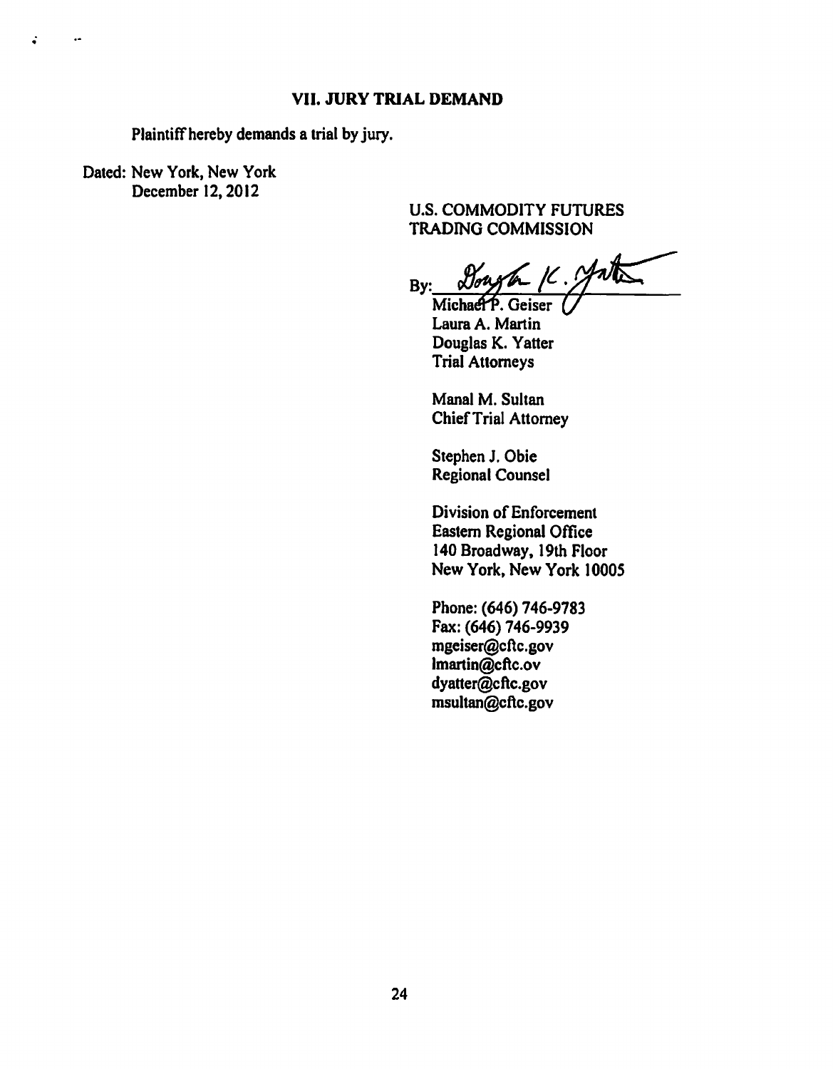## VII. JURY TRIAL DEMAND

Plaintiff hereby demands a trial by jury.

Dated: New York, New York
December 12, 2012

U.S. COMMODITY FUTURES
TRADING COMMISSION

By: ______________________
Michael P. Geiser
Laura A. Martin
Douglas K. Yatter
Trial Attorneys

Manal M. Sultan
Chief Trial Attorney

Stephen J. Obie
Regional Counsel

Division of Enforcement
Eastern Regional Office
140 Broadway, 19th Floor
New York, New York 10005

Phone: (646) 746-9783
Fax: (646) 746-9939
mgeiser@cftc.gov
lmartin@cftc.ov
dyatter@cftc.gov
msultan@cftc.gov